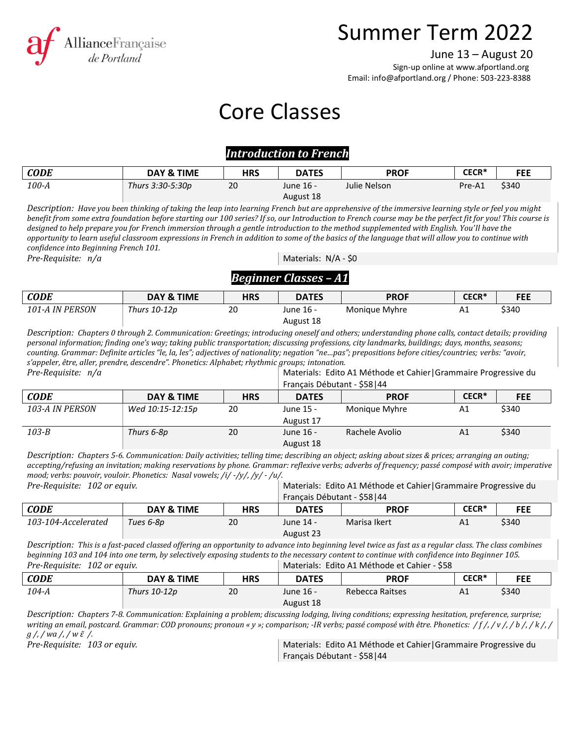Alliance Française de Portland

# Summer Term 2022

June 13 – August 20

Sign-up online at www.afportland.org

Email: info@afportland.org / Phone: 503-223-8388

# Core Classes

## *Introduction to French*

| *CODE* | DAY & TIME | HRS | DATES | PROF | CECR* | FEE |
|---|---|---|---|---|---|---|
| *100-A* | *Thurs 3:30-5:30p* | 20 | June 16 - August 18 | Julie Nelson | Pre-A1 | $340 |

*Description: Have you been thinking of taking the leap into learning French but are apprehensive of the immersive learning style or feel you might benefit from some extra foundation before starting our 100 series? If so, our Introduction to French course may be the perfect fit for you! This course is designed to help prepare you for French immersion through a gentle introduction to the method supplemented with English. You'll have the opportunity to learn useful classroom expressions in French in addition to some of the basics of the language that will allow you to continue with confidence into Beginning French 101.*

*Pre-Requisite: n/a*

Materials: N/A - $0

## *Beginner Classes – A1*

| *CODE* | DAY & TIME | HRS | DATES | PROF | CECR* | FEE |
|---|---|---|---|---|---|---|
| *101-A IN PERSON* | *Thurs 10-12p* | 20 | June 16 - August 18 | Monique Myhre | A1 | $340 |

*Description: Chapters 0 through 2. Communication: Greetings; introducing oneself and others; understanding phone calls, contact details; providing personal information; finding one's way; taking public transportation; discussing professions, city landmarks, buildings; days, months, seasons; counting. Grammar: Definite articles "le, la, les"; adjectives of nationality; negation "ne...pas"; prepositions before cities/countries; verbs: "avoir, s'appeler, être, aller, prendre, descendre". Phonetics: Alphabet; rhythmic groups; intonation.*

*Pre-Requisite: n/a*

Materials: Edito A1 Méthode et Cahier|Grammaire Progressive du Français Débutant - $58|44

| *CODE* | DAY & TIME | HRS | DATES | PROF | CECR* | FEE |
|---|---|---|---|---|---|---|
| *103-A IN PERSON* | *Wed 10:15-12:15p* | 20 | June 15 - August 17 | Monique Myhre | A1 | $340 |
| *103-B* | *Thurs 6-8p* | 20 | June 16 - August 18 | Rachele Avolio | A1 | $340 |

*Description: Chapters 5-6. Communication: Daily activities; telling time; describing an object; asking about sizes & prices; arranging an outing; accepting/refusing an invitation; making reservations by phone. Grammar: reflexive verbs; adverbs of frequency; passé composé with avoir; imperative mood; verbs: pouvoir, vouloir. Phonetics: Nasal vowels; /i/ -/y/, /y/ - /u/.*

*Pre-Requisite: 102 or equiv.*

Materials: Edito A1 Méthode et Cahier|Grammaire Progressive du Français Débutant - $58|44

| *CODE* | DAY & TIME | HRS | DATES | PROF | CECR* | FEE |
|---|---|---|---|---|---|---|
| *103-104-Accelerated* | *Tues 6-8p* | 20 | June 14 - August 23 | Marisa Ikert | A1 | $340 |

*Description: This is a fast-paced classed offering an opportunity to advance into beginning level twice as fast as a regular class. The class combines beginning 103 and 104 into one term, by selectively exposing students to the necessary content to continue with confidence into Beginner 105.*

*Pre-Requisite: 102 or equiv.*

Materials: Edito A1 Méthode et Cahier - $58

| *CODE* | DAY & TIME | HRS | DATES | PROF | CECR* | FEE |
|---|---|---|---|---|---|---|
| *104-A* | *Thurs 10-12p* | 20 | June 16 - August 18 | Rebecca Raitses | A1 | $340 |

*Description: Chapters 7-8. Communication: Explaining a problem; discussing lodging, living conditions; expressing hesitation, preference, surprise; writing an email, postcard. Grammar: COD pronouns; pronoun « y »; comparison; -IR verbs; passé composé with être. Phonetics: / f /, / v /, / b /, / k /, / g /, / wa /, / w ɛ̃ /.*

*Pre-Requisite: 103 or equiv.*

Materials: Edito A1 Méthode et Cahier|Grammaire Progressive du Français Débutant - $58|44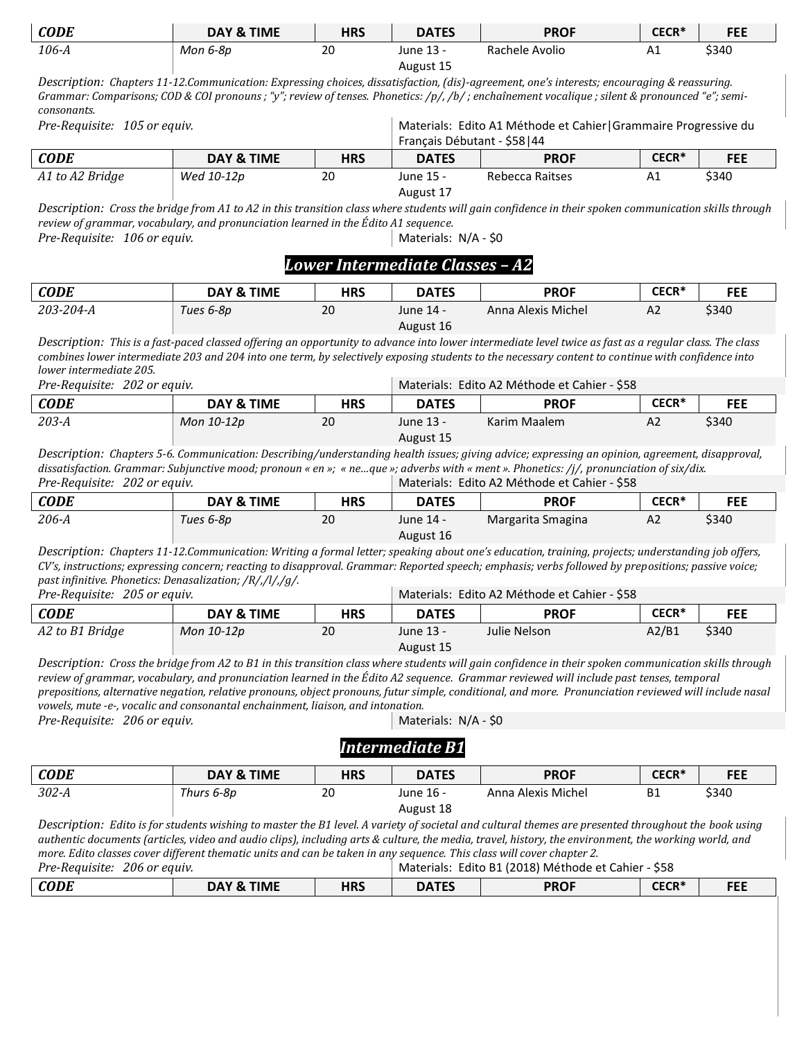| *CODE* | DAY & TIME | HRS | DATES | PROF | CECR* | FEE |
| --- | --- | --- | --- | --- | --- | --- |
| *106-A* | *Mon 6-8p* | 20 | June 13 - August 15 | Rachele Avolio | A1 | $340 |

*Description: Chapters 11-12.Communication: Expressing choices, dissatisfaction, (dis)-agreement, one's interests; encouraging & reassuring. Grammar: Comparisons; COD & COI pronouns ; "y"; review of tenses. Phonetics: /p/, /b/ ; enchaînement vocalique ; silent & pronounced "e"; semi-consonants.*

*Pre-Requisite: 105 or equiv.*

Materials: Edito A1 Méthode et Cahier|Grammaire Progressive du Français Débutant - $58|44

| *CODE* | DAY & TIME | HRS | DATES | PROF | CECR* | FEE |
| --- | --- | --- | --- | --- | --- | --- |
| *A1 to A2 Bridge* | *Wed 10-12p* | 20 | June 15 - August 17 | Rebecca Raitses | A1 | $340 |

*Description: Cross the bridge from A1 to A2 in this transition class where students will gain confidence in their spoken communication skills through review of grammar, vocabulary, and pronunciation learned in the Édito A1 sequence.*

*Pre-Requisite: 106 or equiv.*

Materials: N/A - $0

## *Lower Intermediate Classes – A2*

| *CODE* | DAY & TIME | HRS | DATES | PROF | CECR* | FEE |
| --- | --- | --- | --- | --- | --- | --- |
| *203-204-A* | *Tues 6-8p* | 20 | June 14 - August 16 | Anna Alexis Michel | A2 | $340 |

*Description: This is a fast-paced classed offering an opportunity to advance into lower intermediate level twice as fast as a regular class. The class combines lower intermediate 203 and 204 into one term, by selectively exposing students to the necessary content to continue with confidence into lower intermediate 205.*

*Pre-Requisite: 202 or equiv.*

Materials: Edito A2 Méthode et Cahier - $58

| *CODE* | DAY & TIME | HRS | DATES | PROF | CECR* | FEE |
| --- | --- | --- | --- | --- | --- | --- |
| *203-A* | *Mon 10-12p* | 20 | June 13 - August 15 | Karim Maalem | A2 | $340 |

*Description: Chapters 5-6. Communication: Describing/understanding health issues; giving advice; expressing an opinion, agreement, disapproval, dissatisfaction. Grammar: Subjunctive mood; pronoun « en »; « ne…que »; adverbs with « ment ». Phonetics: /j/, pronunciation of six/dix.*

*Pre-Requisite: 202 or equiv.*

Materials: Edito A2 Méthode et Cahier - $58

| *CODE* | DAY & TIME | HRS | DATES | PROF | CECR* | FEE |
| --- | --- | --- | --- | --- | --- | --- |
| *206-A* | *Tues 6-8p* | 20 | June 14 - August 16 | Margarita Smagina | A2 | $340 |

*Description: Chapters 11-12.Communication: Writing a formal letter; speaking about one's education, training, projects; understanding job offers, CV's, instructions; expressing concern; reacting to disapproval. Grammar: Reported speech; emphasis; verbs followed by prepositions; passive voice; past infinitive. Phonetics: Denasalization; /R/,/l/,/g/.*

*Pre-Requisite: 205 or equiv.*

Materials: Edito A2 Méthode et Cahier - $58

| *CODE* | DAY & TIME | HRS | DATES | PROF | CECR* | FEE |
| --- | --- | --- | --- | --- | --- | --- |
| *A2 to B1 Bridge* | *Mon 10-12p* | 20 | June 13 - August 15 | Julie Nelson | A2/B1 | $340 |

*Description: Cross the bridge from A2 to B1 in this transition class where students will gain confidence in their spoken communication skills through review of grammar, vocabulary, and pronunciation learned in the Édito A2 sequence. Grammar reviewed will include past tenses, temporal prepositions, alternative negation, relative pronouns, object pronouns, futur simple, conditional, and more. Pronunciation reviewed will include nasal vowels, mute -e-, vocalic and consonantal enchainment, liaison, and intonation.*

*Pre-Requisite: 206 or equiv.*

Materials: N/A - $0

## *Intermediate B1*

| *CODE* | DAY & TIME | HRS | DATES | PROF | CECR* | FEE |
| --- | --- | --- | --- | --- | --- | --- |
| *302-A* | *Thurs 6-8p* | 20 | June 16 - August 18 | Anna Alexis Michel | B1 | $340 |

*Description: Edito is for students wishing to master the B1 level. A variety of societal and cultural themes are presented throughout the book using authentic documents (articles, video and audio clips), including arts & culture, the media, travel, history, the environment, the working world, and more. Edito classes cover different thematic units and can be taken in any sequence. This class will cover chapter 2.*

*Pre-Requisite: 206 or equiv.*

Materials: Edito B1 (2018) Méthode et Cahier - $58

| *CODE* | DAY & TIME | HRS | DATES | PROF | CECR* | FEE |
| --- | --- | --- | --- | --- | --- | --- |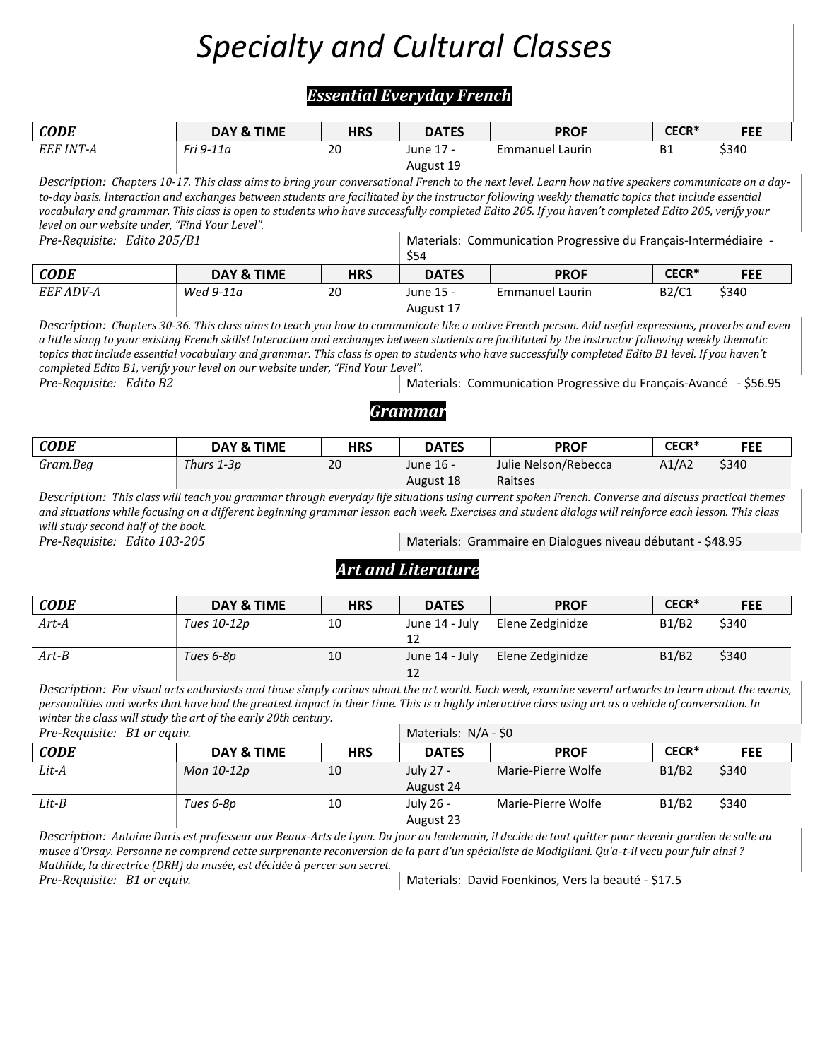# Specialty and Cultural Classes

## Essential Everyday French

| CODE | DAY & TIME | HRS | DATES | PROF | CECR* | FEE |
|---|---|---|---|---|---|---|
| EEF INT-A | Fri 9-11a | 20 | June 17 - August 19 | Emmanuel Laurin | B1 | $340 |

*Description: Chapters 10-17. This class aims to bring your conversational French to the next level. Learn how native speakers communicate on a day-to-day basis. Interaction and exchanges between students are facilitated by the instructor following weekly thematic topics that include essential vocabulary and grammar. This class is open to students who have successfully completed Edito 205. If you haven't completed Edito 205, verify your level on our website under, "Find Your Level".*

*Pre-Requisite: Edito 205/B1*

Materials: Communication Progressive du Français-Intermédiaire - $54

| CODE | DAY & TIME | HRS | DATES | PROF | CECR* | FEE |
|---|---|---|---|---|---|---|
| EEF ADV-A | Wed 9-11a | 20 | June 15 - August 17 | Emmanuel Laurin | B2/C1 | $340 |

*Description: Chapters 30-36. This class aims to teach you how to communicate like a native French person. Add useful expressions, proverbs and even a little slang to your existing French skills! Interaction and exchanges between students are facilitated by the instructor following weekly thematic topics that include essential vocabulary and grammar. This class is open to students who have successfully completed Edito B1 level. If you haven't completed Edito B1, verify your level on our website under, "Find Your Level".*

*Pre-Requisite: Edito B2*

Materials: Communication Progressive du Français-Avancé - $56.95

## Grammar

| CODE | DAY & TIME | HRS | DATES | PROF | CECR* | FEE |
|---|---|---|---|---|---|---|
| Gram.Beg | Thurs 1-3p | 20 | June 16 - August 18 | Julie Nelson/Rebecca Raitses | A1/A2 | $340 |

*Description: This class will teach you grammar through everyday life situations using current spoken French. Converse and discuss practical themes and situations while focusing on a different beginning grammar lesson each week. Exercises and student dialogs will reinforce each lesson. This class will study second half of the book.*

*Pre-Requisite: Edito 103-205*

Materials: Grammaire en Dialogues niveau débutant - $48.95

## Art and Literature

| CODE | DAY & TIME | HRS | DATES | PROF | CECR* | FEE |
|---|---|---|---|---|---|---|
| Art-A | Tues 10-12p | 10 | June 14 - July 12 | Elene Zedginidze | B1/B2 | $340 |
| Art-B | Tues 6-8p | 10 | June 14 - July 12 | Elene Zedginidze | B1/B2 | $340 |

*Description: For visual arts enthusiasts and those simply curious about the art world. Each week, examine several artworks to learn about the events, personalities and works that have had the greatest impact in their time. This is a highly interactive class using art as a vehicle of conversation. In winter the class will study the art of the early 20th century.*

*Pre-Requisite: B1 or equiv.*

Materials: N/A - $0

| CODE | DAY & TIME | HRS | DATES | PROF | CECR* | FEE |
|---|---|---|---|---|---|---|
| Lit-A | Mon 10-12p | 10 | July 27 - August 24 | Marie-Pierre Wolfe | B1/B2 | $340 |
| Lit-B | Tues 6-8p | 10 | July 26 - August 23 | Marie-Pierre Wolfe | B1/B2 | $340 |

*Description: Antoine Duris est professeur aux Beaux-Arts de Lyon. Du jour au lendemain, il decide de tout quitter pour devenir gardien de salle au musee d'Orsay. Personne ne comprend cette surprenante reconversion de la part d'un spécialiste de Modigliani. Qu'a-t-il vecu pour fuir ainsi ? Mathilde, la directrice (DRH) du musée, est décidée à percer son secret.*

*Pre-Requisite: B1 or equiv.*

Materials: David Foenkinos, Vers la beauté - $17.5